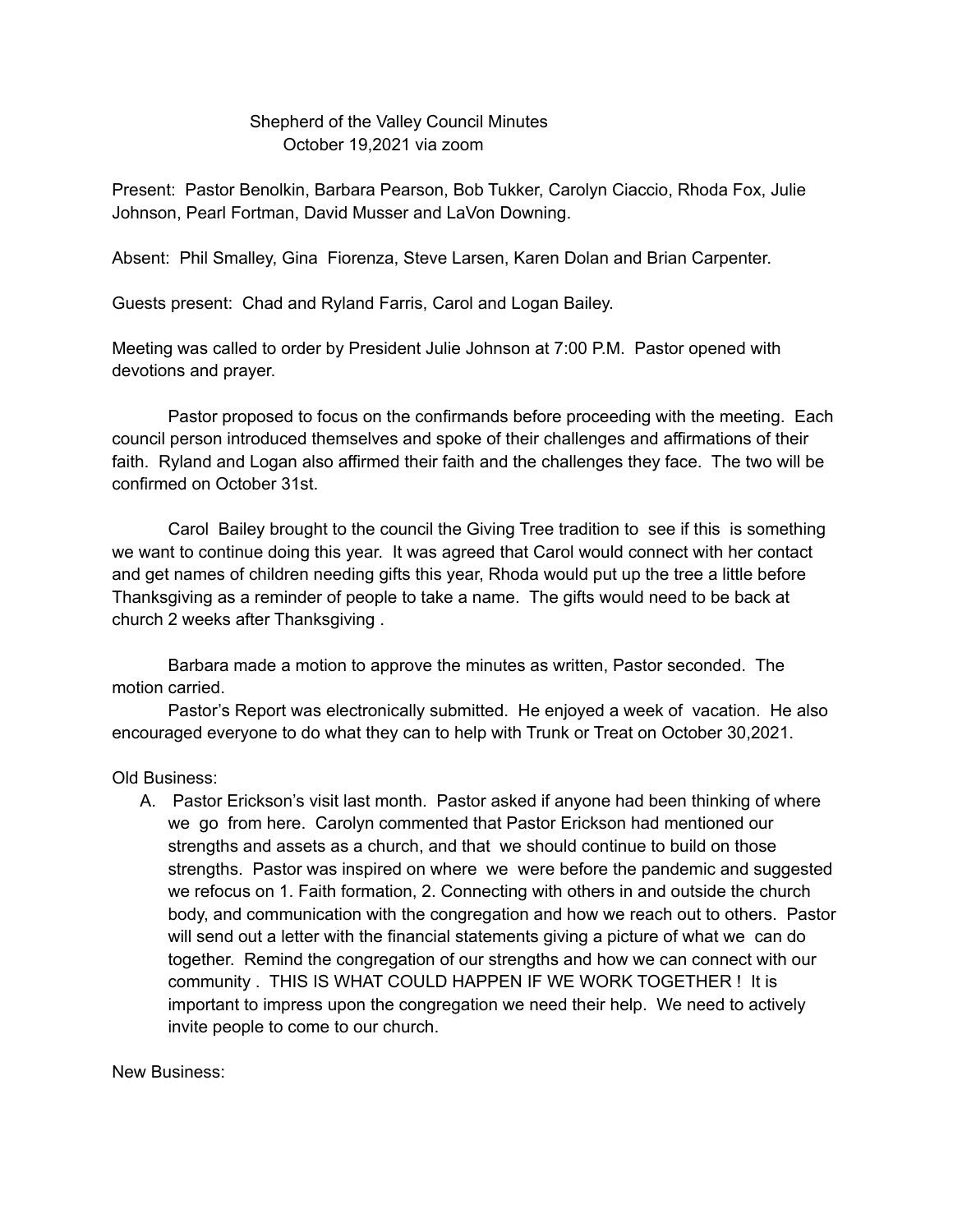# Shepherd of the Valley Council Minutes
October 19,2021 via zoom

Present: Pastor Benolkin, Barbara Pearson, Bob Tukker, Carolyn Ciaccio, Rhoda Fox, Julie Johnson, Pearl Fortman, David Musser and LaVon Downing.

Absent: Phil Smalley, Gina Fiorenza, Steve Larsen, Karen Dolan and Brian Carpenter.

Guests present: Chad and Ryland Farris, Carol and Logan Bailey.

Meeting was called to order by President Julie Johnson at 7:00 P.M. Pastor opened with devotions and prayer.

Pastor proposed to focus on the confirmands before proceeding with the meeting. Each council person introduced themselves and spoke of their challenges and affirmations of their faith. Ryland and Logan also affirmed their faith and the challenges they face. The two will be confirmed on October 31st.

Carol Bailey brought to the council the Giving Tree tradition to see if this is something we want to continue doing this year. It was agreed that Carol would connect with her contact and get names of children needing gifts this year, Rhoda would put up the tree a little before Thanksgiving as a reminder of people to take a name. The gifts would need to be back at church 2 weeks after Thanksgiving .

Barbara made a motion to approve the minutes as written, Pastor seconded. The motion carried.

Pastor's Report was electronically submitted. He enjoyed a week of vacation. He also encouraged everyone to do what they can to help with Trunk or Treat on October 30,2021.

Old Business:

A. Pastor Erickson's visit last month. Pastor asked if anyone had been thinking of where we go from here. Carolyn commented that Pastor Erickson had mentioned our strengths and assets as a church, and that we should continue to build on those strengths. Pastor was inspired on where we were before the pandemic and suggested we refocus on 1. Faith formation, 2. Connecting with others in and outside the church body, and communication with the congregation and how we reach out to others. Pastor will send out a letter with the financial statements giving a picture of what we can do together. Remind the congregation of our strengths and how we can connect with our community . THIS IS WHAT COULD HAPPEN IF WE WORK TOGETHER ! It is important to impress upon the congregation we need their help. We need to actively invite people to come to our church.

New Business: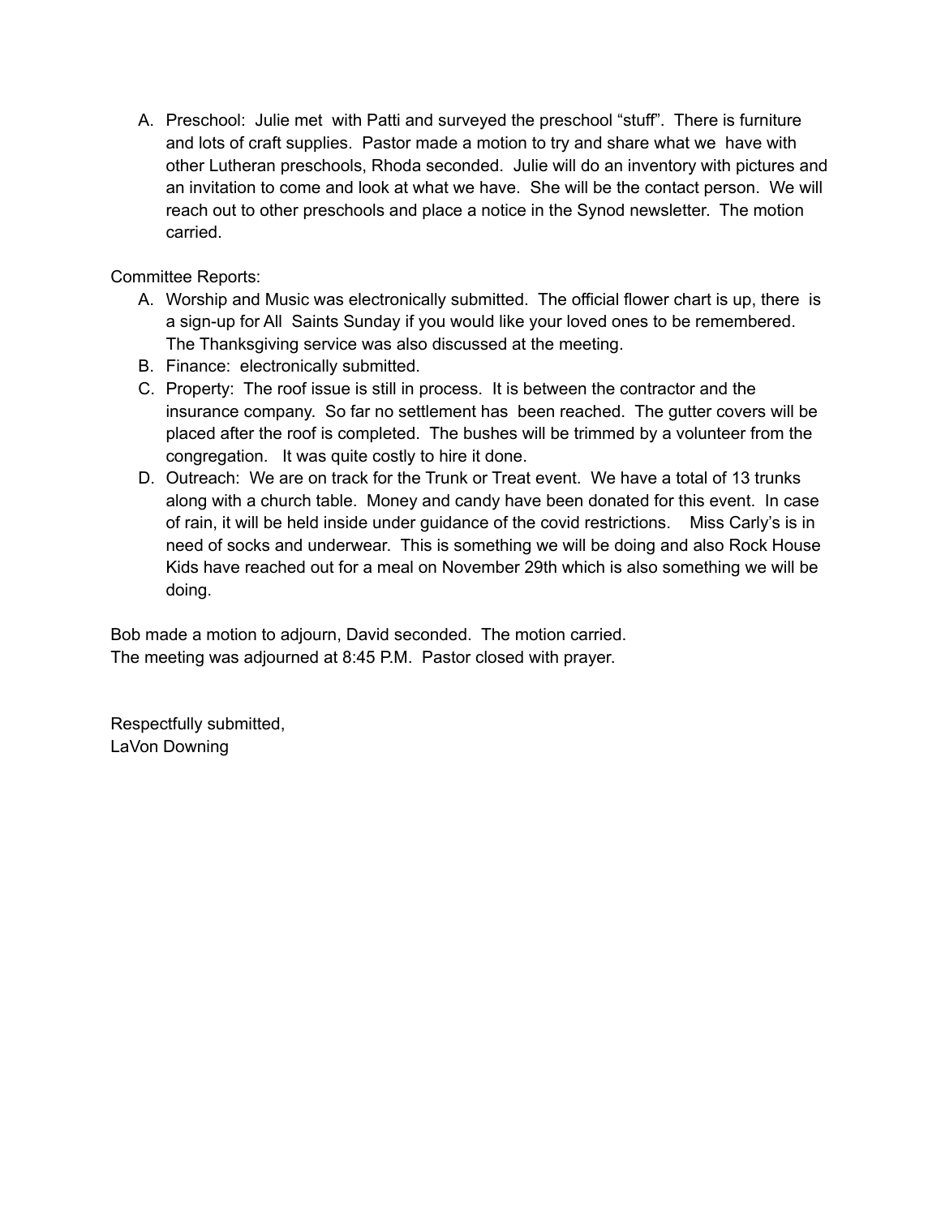A. Preschool: Julie met with Patti and surveyed the preschool "stuff". There is furniture and lots of craft supplies. Pastor made a motion to try and share what we have with other Lutheran preschools, Rhoda seconded. Julie will do an inventory with pictures and an invitation to come and look at what we have. She will be the contact person. We will reach out to other preschools and place a notice in the Synod newsletter. The motion carried.

Committee Reports:

A. Worship and Music was electronically submitted. The official flower chart is up, there is a sign-up for All Saints Sunday if you would like your loved ones to be remembered. The Thanksgiving service was also discussed at the meeting.
B. Finance: electronically submitted.
C. Property: The roof issue is still in process. It is between the contractor and the insurance company. So far no settlement has been reached. The gutter covers will be placed after the roof is completed. The bushes will be trimmed by a volunteer from the congregation. It was quite costly to hire it done.
D. Outreach: We are on track for the Trunk or Treat event. We have a total of 13 trunks along with a church table. Money and candy have been donated for this event. In case of rain, it will be held inside under guidance of the covid restrictions. Miss Carly's is in need of socks and underwear. This is something we will be doing and also Rock House Kids have reached out for a meal on November 29th which is also something we will be doing.

Bob made a motion to adjourn, David seconded. The motion carried.
The meeting was adjourned at 8:45 P.M. Pastor closed with prayer.

Respectfully submitted,
LaVon Downing